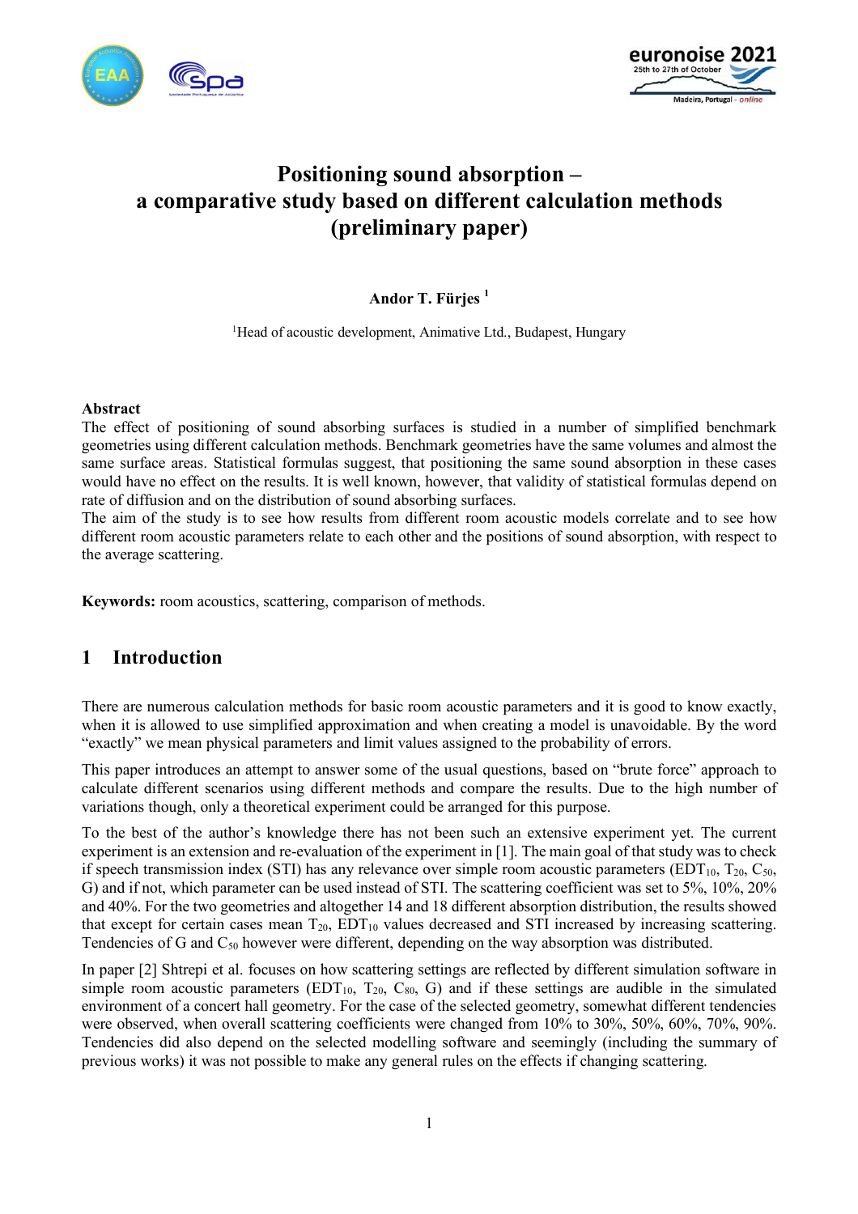# Positioning sound absorption – a comparative study based on different calculation methods (preliminary paper)

**Andor T. Fürjes** [1]

[1]Head of acoustic development, Animative Ltd., Budapest, Hungary

## Abstract

The effect of positioning of sound absorbing surfaces is studied in a number of simplified benchmark geometries using different calculation methods. Benchmark geometries have the same volumes and almost the same surface areas. Statistical formulas suggest, that positioning the same sound absorption in these cases would have no effect on the results. It is well known, however, that validity of statistical formulas depend on rate of diffusion and on the distribution of sound absorbing surfaces.

The aim of the study is to see how results from different room acoustic models correlate and to see how different room acoustic parameters relate to each other and the positions of sound absorption, with respect to the average scattering.

**Keywords:** room acoustics, scattering, comparison of methods.

## 1 Introduction

There are numerous calculation methods for basic room acoustic parameters and it is good to know exactly, when it is allowed to use simplified approximation and when creating a model is unavoidable. By the word "exactly" we mean physical parameters and limit values assigned to the probability of errors.

This paper introduces an attempt to answer some of the usual questions, based on "brute force" approach to calculate different scenarios using different methods and compare the results. Due to the high number of variations though, only a theoretical experiment could be arranged for this purpose.

To the best of the author's knowledge there has not been such an extensive experiment yet. The current experiment is an extension and re-evaluation of the experiment in [1]. The main goal of that study was to check if speech transmission index (STI) has any relevance over simple room acoustic parameters ($EDT_{10}$, $T_{20}$, $C_{50}$, G) and if not, which parameter can be used instead of STI. The scattering coefficient was set to 5%, 10%, 20% and 40%. For the two geometries and altogether 14 and 18 different absorption distribution, the results showed that except for certain cases mean $T_{20}$, $EDT_{10}$ values decreased and STI increased by increasing scattering. Tendencies of G and $C_{50}$ however were different, depending on the way absorption was distributed.

In paper [2] Shtrepi et al. focuses on how scattering settings are reflected by different simulation software in simple room acoustic parameters ($EDT_{10}$, $T_{20}$, $C_{80}$, G) and if these settings are audible in the simulated environment of a concert hall geometry. For the case of the selected geometry, somewhat different tendencies were observed, when overall scattering coefficients were changed from 10% to 30%, 50%, 60%, 70%, 90%. Tendencies did also depend on the selected modelling software and seemingly (including the summary of previous works) it was not possible to make any general rules on the effects if changing scattering.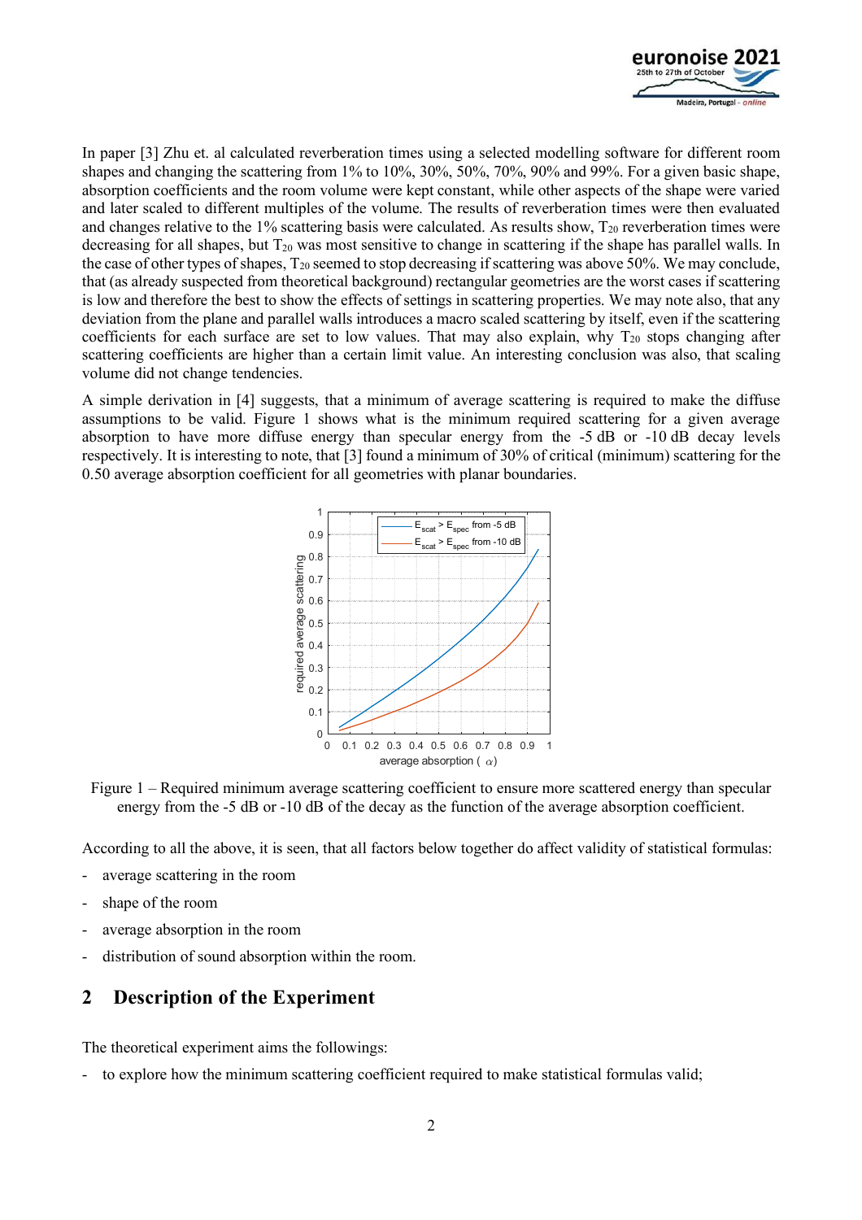In paper [3] Zhu et. al calculated reverberation times using a selected modelling software for different room shapes and changing the scattering from 1% to 10%, 30%, 50%, 70%, 90% and 99%. For a given basic shape, absorption coefficients and the room volume were kept constant, while other aspects of the shape were varied and later scaled to different multiples of the volume. The results of reverberation times were then evaluated and changes relative to the 1% scattering basis were calculated. As results show, $T_{20}$ reverberation times were decreasing for all shapes, but $T_{20}$ was most sensitive to change in scattering if the shape has parallel walls. In the case of other types of shapes, $T_{20}$ seemed to stop decreasing if scattering was above 50%. We may conclude, that (as already suspected from theoretical background) rectangular geometries are the worst cases if scattering is low and therefore the best to show the effects of settings in scattering properties. We may note also, that any deviation from the plane and parallel walls introduces a macro scaled scattering by itself, even if the scattering coefficients for each surface are set to low values. That may also explain, why $T_{20}$ stops changing after scattering coefficients are higher than a certain limit value. An interesting conclusion was also, that scaling volume did not change tendencies.

A simple derivation in [4] suggests, that a minimum of average scattering is required to make the diffuse assumptions to be valid. Figure 1 shows what is the minimum required scattering for a given average absorption to have more diffuse energy than specular energy from the -5 dB or -10 dB decay levels respectively. It is interesting to note, that [3] found a minimum of 30% of critical (minimum) scattering for the 0.50 average absorption coefficient for all geometries with planar boundaries.

Figure 1 – Required minimum average scattering coefficient to ensure more scattered energy than specular energy from the -5 dB or -10 dB of the decay as the function of the average absorption coefficient.

According to all the above, it is seen, that all factors below together do affect validity of statistical formulas:

- average scattering in the room
- shape of the room
- average absorption in the room
- distribution of sound absorption within the room.

## 2 Description of the Experiment

The theoretical experiment aims the followings:

- to explore how the minimum scattering coefficient required to make statistical formulas valid;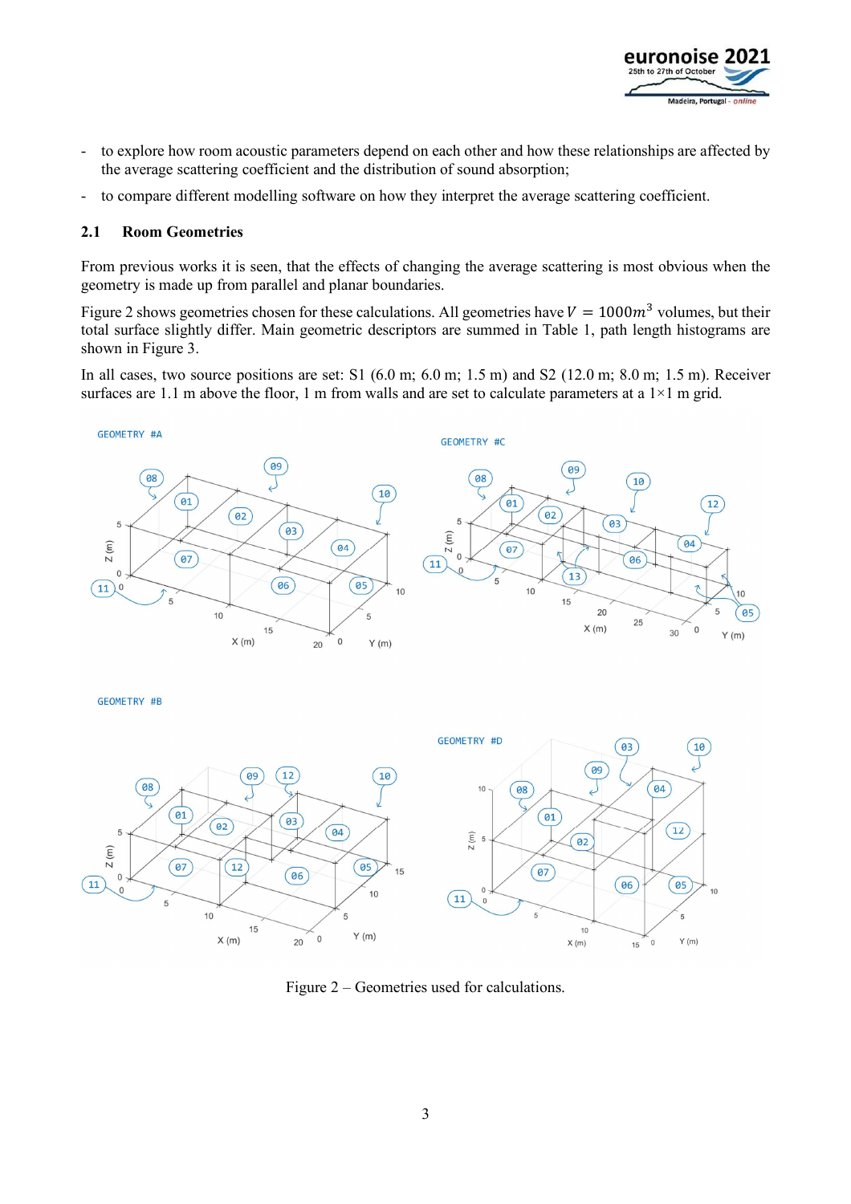- to explore how room acoustic parameters depend on each other and how these relationships are affected by the average scattering coefficient and the distribution of sound absorption;
- to compare different modelling software on how they interpret the average scattering coefficient.

### 2.1 Room Geometries

From previous works it is seen, that the effects of changing the average scattering is most obvious when the geometry is made up from parallel and planar boundaries.

Figure 2 shows geometries chosen for these calculations. All geometries have $V = 1000m^3$ volumes, but their total surface slightly differ. Main geometric descriptors are summed in Table 1, path length histograms are shown in Figure 3.

In all cases, two source positions are set: S1 (6.0 m; 6.0 m; 1.5 m) and S2 (12.0 m; 8.0 m; 1.5 m). Receiver surfaces are 1.1 m above the floor, 1 m from walls and are set to calculate parameters at a 1×1 m grid.

Figure 2 – Geometries used for calculations.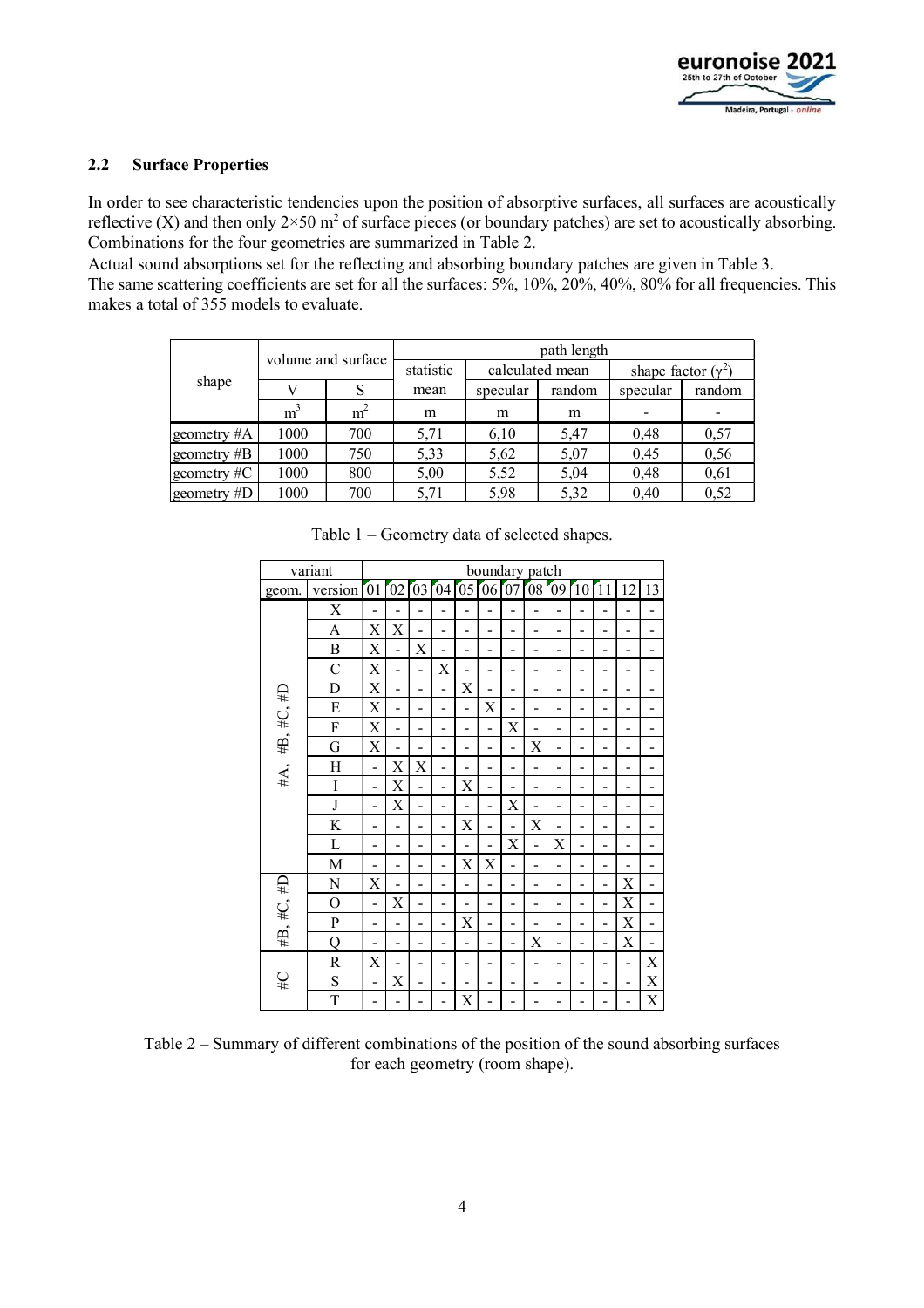### 2.2 Surface Properties

In order to see characteristic tendencies upon the position of absorptive surfaces, all surfaces are acoustically reflective (X) and then only 2×50 m$^2$ of surface pieces (or boundary patches) are set to acoustically absorbing. Combinations for the four geometries are summarized in Table 2.
Actual sound absorptions set for the reflecting and absorbing boundary patches are given in Table 3.
The same scattering coefficients are set for all the surfaces: 5%, 10%, 20%, 40%, 80% for all frequencies. This makes a total of 355 models to evaluate.

| shape | volume and surface | | path length | | | | |
|---|---|---|---|---|---|---|---|
| | | | statistic | calculated mean | | shape factor ($\gamma^2$) | |
| | V | S | mean | specular | random | specular | random |
| | m$^3$ | m$^2$ | m | m | m | - | - |
| geometry #A | 1000 | 700 | 5,71 | 6,10 | 5,47 | 0,48 | 0,57 |
| geometry #B | 1000 | 750 | 5,33 | 5,62 | 5,07 | 0,45 | 0,56 |
| geometry #C | 1000 | 800 | 5,00 | 5,52 | 5,04 | 0,48 | 0,61 |
| geometry #D | 1000 | 700 | 5,71 | 5,98 | 5,32 | 0,40 | 0,52 |

Table 1 – Geometry data of selected shapes.

| variant | | boundary patch | | | | | | | | | | | | |
|---|---|---|---|---|---|---|---|---|---|---|---|---|---|---|
| geom. | version | 01 | 02 | 03 | 04 | 05 | 06 | 07 | 08 | 09 | 10 | 11 | 12 | 13 |
| #A, #B, #C, #D | X | - | - | - | - | - | - | - | - | - | - | - | - | - |
| | A | X | X | - | - | - | - | - | - | - | - | - | - | - |
| | B | X | - | X | - | - | - | - | - | - | - | - | - | - |
| | C | X | - | - | X | - | - | - | - | - | - | - | - | - |
| | D | X | - | - | - | X | - | - | - | - | - | - | - | - |
| | E | X | - | - | - | - | X | - | - | - | - | - | - | - |
| | F | X | - | - | - | - | - | X | - | - | - | - | - | - |
| | G | X | - | - | - | - | - | - | X | - | - | - | - | - |
| | H | - | X | X | - | - | - | - | - | - | - | - | - | - |
| | I | - | X | - | - | X | - | - | - | - | - | - | - | - |
| | J | - | X | - | - | - | - | X | - | - | - | - | - | - |
| | K | - | - | - | - | X | - | - | X | - | - | - | - | - |
| | L | - | - | - | - | - | - | X | - | X | - | - | - | - |
| | M | - | - | - | - | X | X | - | - | - | - | - | - | - |
| #B, #C, #D | N | X | - | - | - | - | - | - | - | - | - | - | X | - |
| | O | - | X | - | - | - | - | - | - | - | - | - | X | - |
| | P | - | - | - | - | X | - | - | - | - | - | - | X | - |
| | Q | - | - | - | - | - | - | - | X | - | - | - | X | - |
| #C | R | X | - | - | - | - | - | - | - | - | - | - | - | X |
| | S | - | X | - | - | - | - | - | - | - | - | - | - | X |
| | T | - | - | - | - | X | - | - | - | - | - | - | - | X |

Table 2 – Summary of different combinations of the position of the sound absorbing surfaces for each geometry (room shape).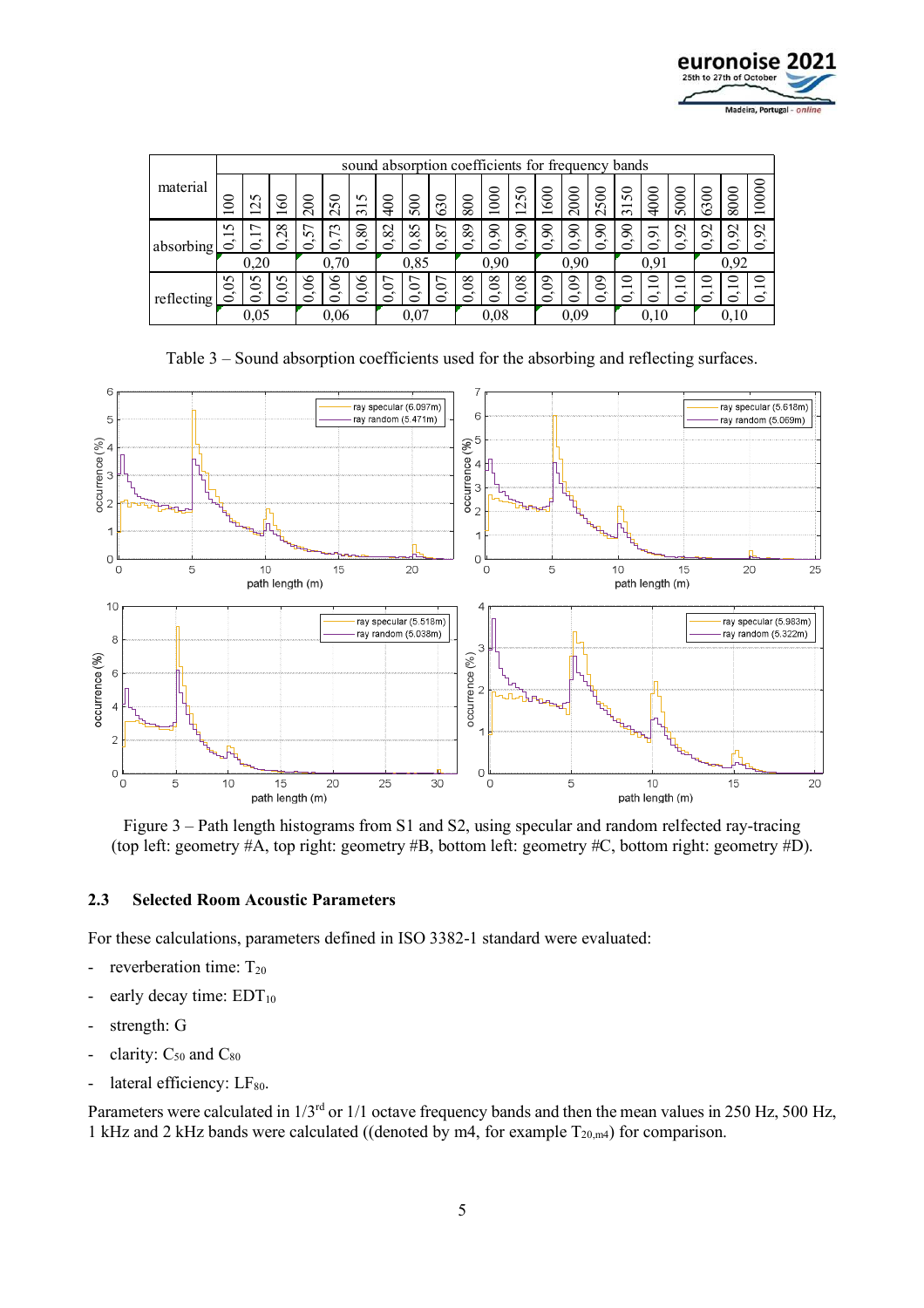| material | sound absorption coefficients for frequency bands | | | | | | | | | | | | | | | | | | | | |
|---|---|---|---|---|---|---|---|---|---|---|---|---|---|---|---|---|---|---|---|---|---|
| | 100 | 125 | 160 | 200 | 250 | 315 | 400 | 500 | 630 | 800 | 1000 | 1250 | 1600 | 2000 | 2500 | 3150 | 4000 | 5000 | 6300 | 8000 | 10000 |
| absorbing | 0,15 | 0,17 | 0,28 | 0,57 | 0,73 | 0,80 | 0,82 | 0,85 | 0,87 | 0,89 | 0,90 | 0,90 | 0,90 | 0,90 | 0,90 | 0,90 | 0,91 | 0,92 | 0,92 | 0,92 | 0,92 |
| | | 0,20 | | | 0,70 | | | 0,85 | | | 0,90 | | | 0,90 | | | 0,91 | | | 0,92 | |
| reflecting | 0,05 | 0,05 | 0,05 | 0,06 | 0,06 | 0,06 | 0,07 | 0,07 | 0,07 | 0,08 | 0,08 | 0,08 | 0,09 | 0,09 | 0,09 | 0,10 | 0,10 | 0,10 | 0,10 | 0,10 | 0,10 |
| | | 0,05 | | | 0,06 | | | 0,07 | | | 0,08 | | | 0,09 | | | 0,10 | | | 0,10 | |

Table 3 – Sound absorption coefficients used for the absorbing and reflecting surfaces.

Figure 3 – Path length histograms from S1 and S2, using specular and random relfected ray-tracing (top left: geometry #A, top right: geometry #B, bottom left: geometry #C, bottom right: geometry #D).

### 2.3 Selected Room Acoustic Parameters

For these calculations, parameters defined in ISO 3382-1 standard were evaluated:

- reverberation time: $T_{20}$
- early decay time: $EDT_{10}$
- strength: G
- clarity: $C_{50}$ and $C_{80}$
- lateral efficiency: $LF_{80}$.

Parameters were calculated in 1/3$^{rd}$ or 1/1 octave frequency bands and then the mean values in 250 Hz, 500 Hz, 1 kHz and 2 kHz bands were calculated ((denoted by m4, for example $T_{20,m4}$) for comparison.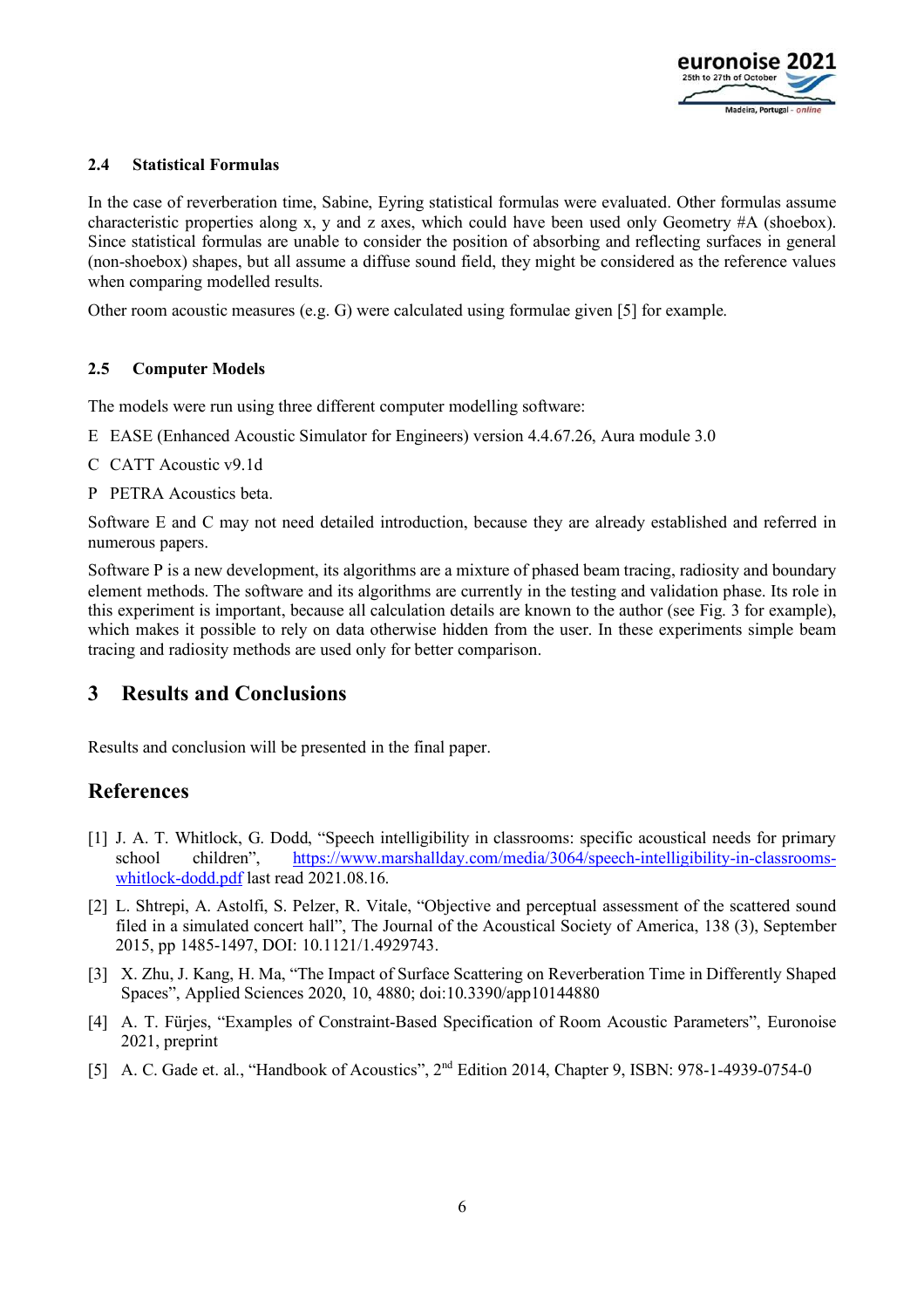### 2.4 Statistical Formulas

In the case of reverberation time, Sabine, Eyring statistical formulas were evaluated. Other formulas assume characteristic properties along x, y and z axes, which could have been used only Geometry #A (shoebox). Since statistical formulas are unable to consider the position of absorbing and reflecting surfaces in general (non-shoebox) shapes, but all assume a diffuse sound field, they might be considered as the reference values when comparing modelled results.

Other room acoustic measures (e.g. G) were calculated using formulae given [5] for example.

### 2.5 Computer Models

The models were run using three different computer modelling software:

E EASE (Enhanced Acoustic Simulator for Engineers) version 4.4.67.26, Aura module 3.0

C CATT Acoustic v9.1d

P PETRA Acoustics beta.

Software E and C may not need detailed introduction, because they are already established and referred in numerous papers.

Software P is a new development, its algorithms are a mixture of phased beam tracing, radiosity and boundary element methods. The software and its algorithms are currently in the testing and validation phase. Its role in this experiment is important, because all calculation details are known to the author (see Fig. 3 for example), which makes it possible to rely on data otherwise hidden from the user. In these experiments simple beam tracing and radiosity methods are used only for better comparison.

## 3 Results and Conclusions

Results and conclusion will be presented in the final paper.

## References

[1] J. A. T. Whitlock, G. Dodd, "Speech intelligibility in classrooms: specific acoustical needs for primary school children", https://www.marshallday.com/media/3064/speech-intelligibility-in-classrooms-whitlock-dodd.pdf last read 2021.08.16.

[2] L. Shtrepi, A. Astolfi, S. Pelzer, R. Vitale, "Objective and perceptual assessment of the scattered sound filed in a simulated concert hall", The Journal of the Acoustical Society of America, 138 (3), September 2015, pp 1485-1497, DOI: 10.1121/1.4929743.

[3] X. Zhu, J. Kang, H. Ma, "The Impact of Surface Scattering on Reverberation Time in Differently Shaped Spaces", Applied Sciences 2020, 10, 4880; doi:10.3390/app10144880

[4] A. T. Fürjes, "Examples of Constraint-Based Specification of Room Acoustic Parameters", Euronoise 2021, preprint

[5] A. C. Gade et. al., "Handbook of Acoustics", 2nd Edition 2014, Chapter 9, ISBN: 978-1-4939-0754-0